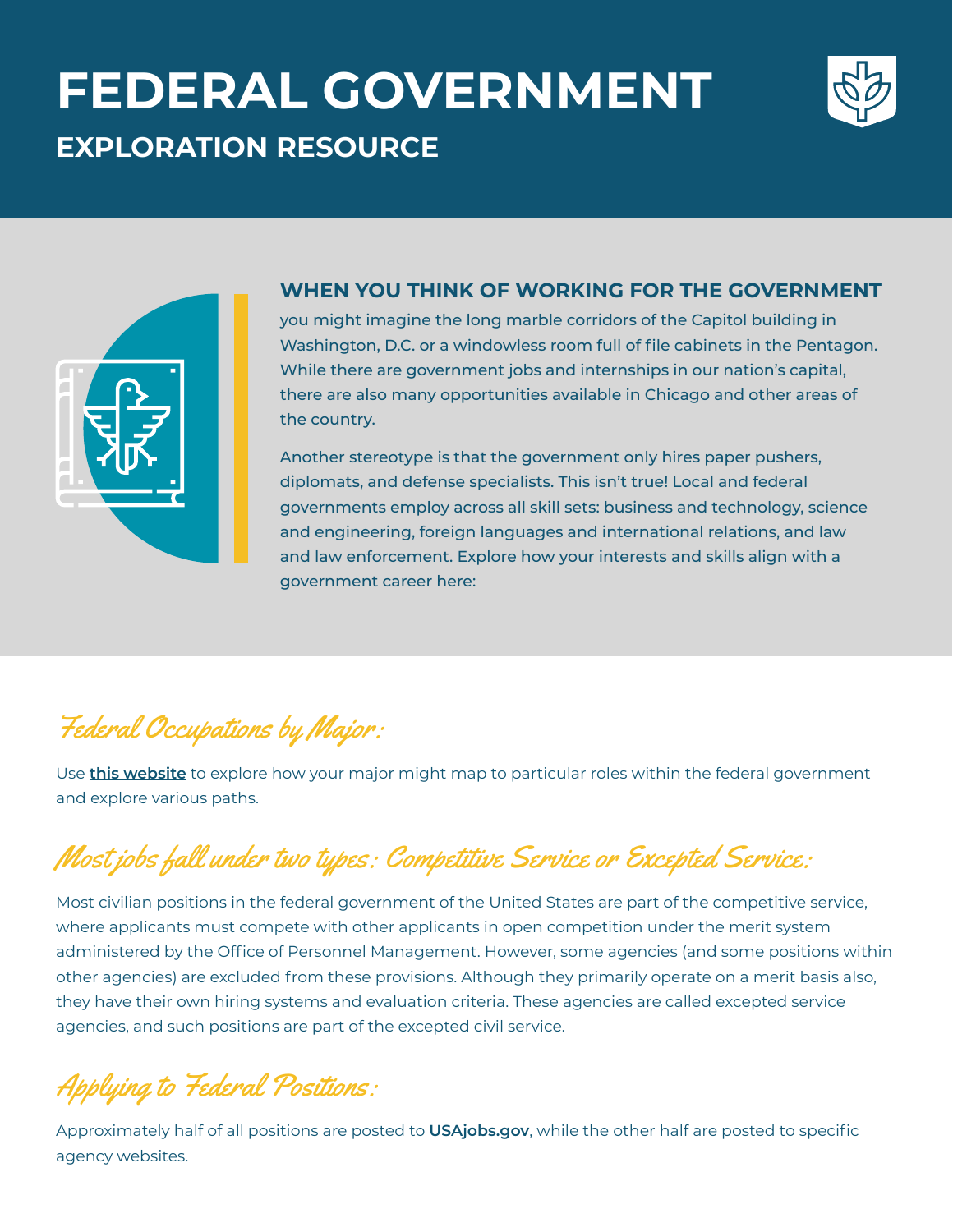# FEDERAL GOVERNMENT

## EXPLORATION RESOURCE

### WHEN YOU THINK OF WORKING FOR THE GOVERNMENT

you might imagine the long marble corridors of the Capitol building in Washington, D.C. or a windowless room full of file cabinets in the Pentagon. While there are government jobs and internships in our nation's capital, there are also many opportunities available in Chicago and other areas of the country.

Another stereotype is that the government only hires paper pushers, diplomats, and defense specialists. This isn't true! Local and federal governments employ across all skill sets: business and technology, science and engineering, foreign languages and international relations, and law and law enforcement. Explore how your interests and skills align with a government career here:

## Federal Occupations by Major:

Use **this website** to explore how your major might map to particular roles within the federal government and explore various paths.

## Most jobs fall under two types: Competitive Service or Excepted Service:

Most civilian positions in the federal government of the United States are part of the competitive service, where applicants must compete with other applicants in open competition under the merit system administered by the Office of Personnel Management. However, some agencies (and some positions within other agencies) are excluded from these provisions. Although they primarily operate on a merit basis also, they have their own hiring systems and evaluation criteria. These agencies are called excepted service agencies, and such positions are part of the excepted civil service.

## Applying to Federal Positions:

Approximately half of all positions are posted to **USAjobs.gov**, while the other half are posted to specific agency websites.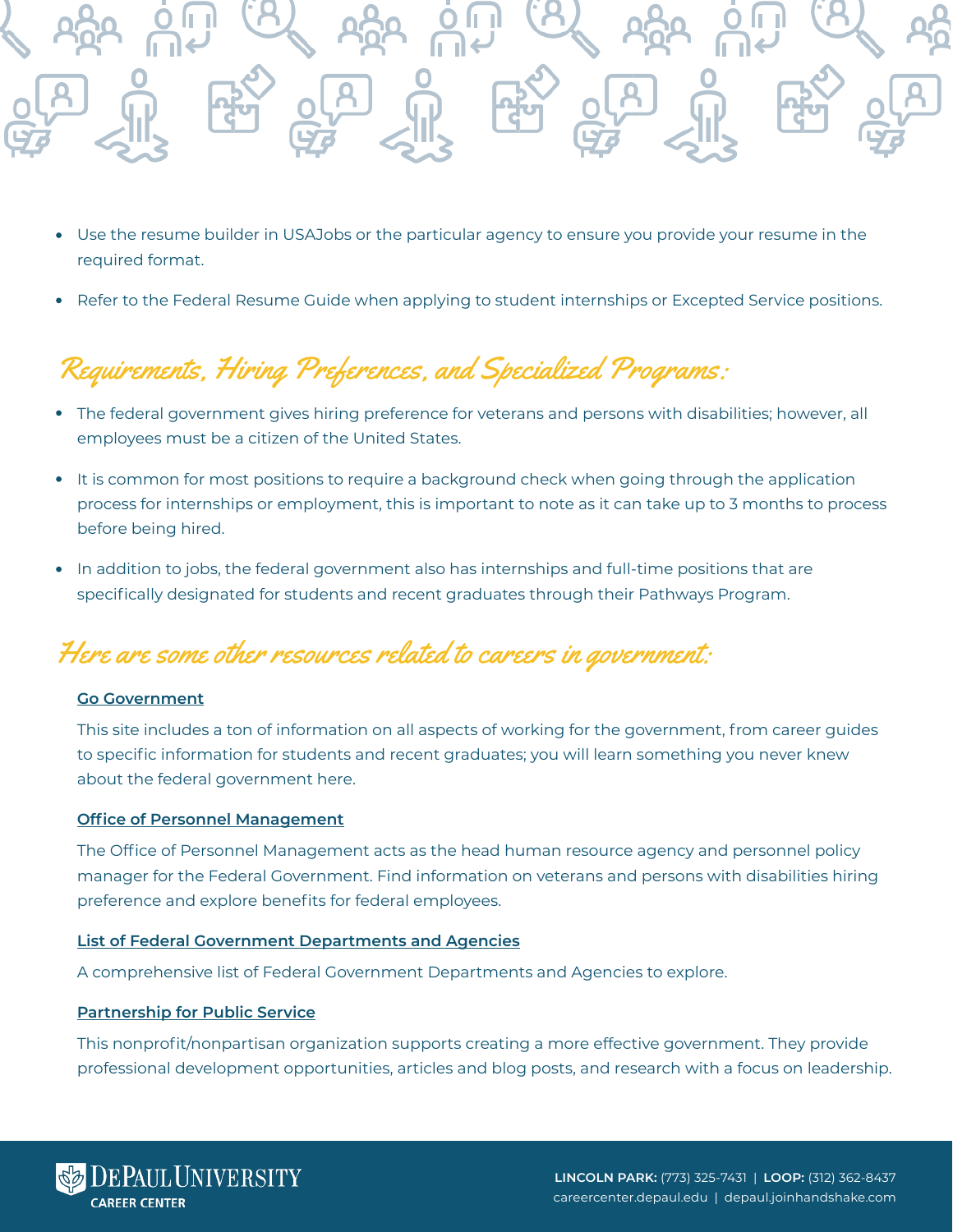- Use the resume builder in USAJobs or the particular agency to ensure you provide your resume in the required format.
- Refer to the Federal Resume Guide when applying to student internships or Excepted Service positions.

## Requirements, Hiring Preferences, and Specialized Programs:

- The federal government gives hiring preference for veterans and persons with disabilities; however, all employees must be a citizen of the United States.
- It is common for most positions to require a background check when going through the application process for internships or employment, this is important to note as it can take up to 3 months to process before being hired.
- In addition to jobs, the federal government also has internships and full-time positions that are specifically designated for students and recent graduates through their Pathways Program.

## Here are some other resources related to careers in government:

**Go Government**

This site includes a ton of information on all aspects of working for the government, from career guides to specific information for students and recent graduates; you will learn something you never knew about the federal government here.

**Office of Personnel Management**

The Office of Personnel Management acts as the head human resource agency and personnel policy manager for the Federal Government. Find information on veterans and persons with disabilities hiring preference and explore benefits for federal employees.

**List of Federal Government Departments and Agencies**

A comprehensive list of Federal Government Departments and Agencies to explore.

**Partnership for Public Service**

This nonprofit/nonpartisan organization supports creating a more effective government. They provide professional development opportunities, articles and blog posts, and research with a focus on leadership.

DePaul University Career Center

**LINCOLN PARK:** (773) 325-7431 | **LOOP:** (312) 362-8437
careercenter.depaul.edu | depaul.joinhandshake.com